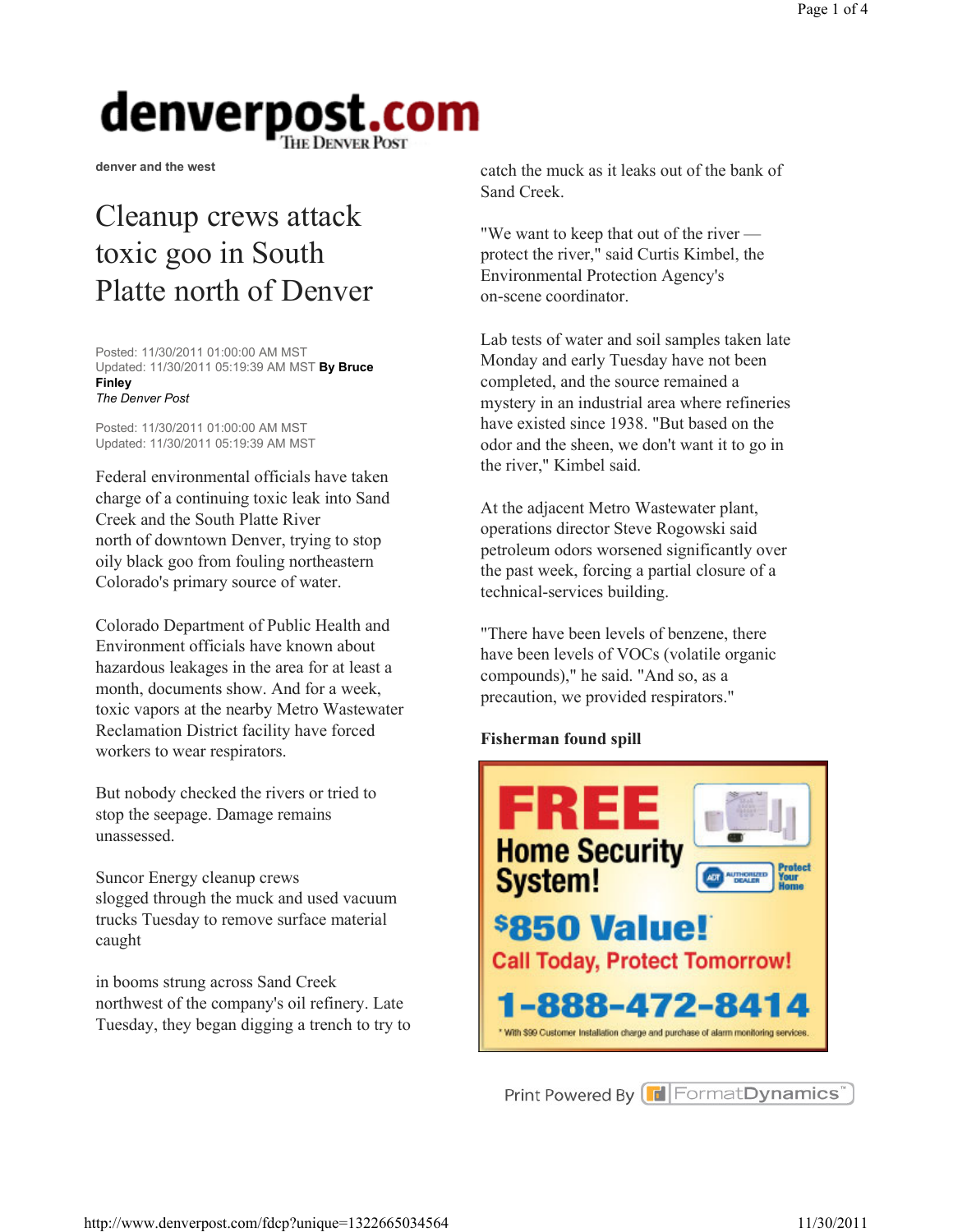denverpost.com

denver and the west

# Cleanup crews attack toxic goo in South Platte north of Denver

Posted: 11/30/2011 01:00:00 AM MST
Updated: 11/30/2011 05:19:39 AM MST **By Bruce Finley**
*The Denver Post*

Posted: 11/30/2011 01:00:00 AM MST
Updated: 11/30/2011 05:19:39 AM MST

Federal environmental officials have taken charge of a continuing toxic leak into Sand Creek and the South Platte River north of downtown Denver, trying to stop oily black goo from fouling northeastern Colorado's primary source of water.

Colorado Department of Public Health and Environment officials have known about hazardous leakages in the area for at least a month, documents show. And for a week, toxic vapors at the nearby Metro Wastewater Reclamation District facility have forced workers to wear respirators.

But nobody checked the rivers or tried to stop the seepage. Damage remains unassessed.

Suncor Energy cleanup crews slogged through the muck and used vacuum trucks Tuesday to remove surface material caught

in booms strung across Sand Creek northwest of the company's oil refinery. Late Tuesday, they began digging a trench to try to catch the muck as it leaks out of the bank of Sand Creek.

"We want to keep that out of the river — protect the river," said Curtis Kimbel, the Environmental Protection Agency's on-scene coordinator.

Lab tests of water and soil samples taken late Monday and early Tuesday have not been completed, and the source remained a mystery in an industrial area where refineries have existed since 1938. "But based on the odor and the sheen, we don't want it to go in the river," Kimbel said.

At the adjacent Metro Wastewater plant, operations director Steve Rogowski said petroleum odors worsened significantly over the past week, forcing a partial closure of a technical-services building.

"There have been levels of benzene, there have been levels of VOCs (volatile organic compounds)," he said. "And so, as a precaution, we provided respirators."

**Fisherman found spill**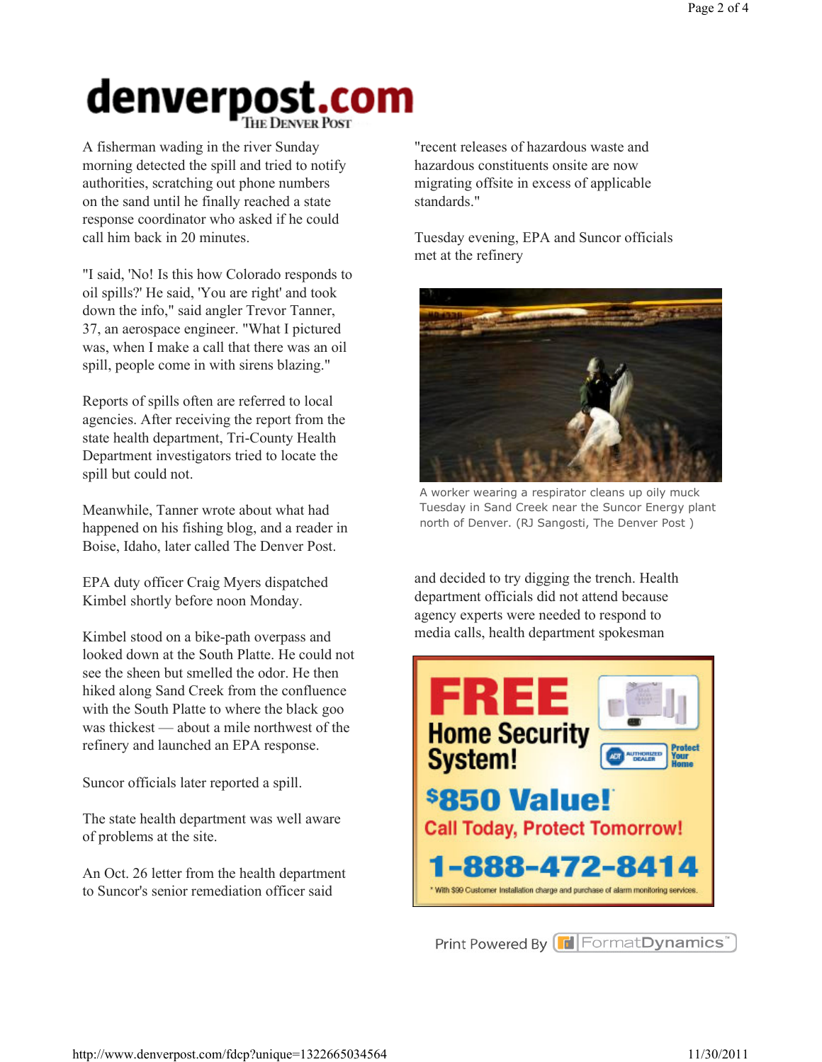A fisherman wading in the river Sunday morning detected the spill and tried to notify authorities, scratching out phone numbers on the sand until he finally reached a state response coordinator who asked if he could call him back in 20 minutes.

"I said, 'No! Is this how Colorado responds to oil spills?' He said, 'You are right' and took down the info," said angler Trevor Tanner, 37, an aerospace engineer. "What I pictured was, when I make a call that there was an oil spill, people come in with sirens blazing."

Reports of spills often are referred to local agencies. After receiving the report from the state health department, Tri-County Health Department investigators tried to locate the spill but could not.

Meanwhile, Tanner wrote about what had happened on his fishing blog, and a reader in Boise, Idaho, later called The Denver Post.

EPA duty officer Craig Myers dispatched Kimbel shortly before noon Monday.

Kimbel stood on a bike-path overpass and looked down at the South Platte. He could not see the sheen but smelled the odor. He then hiked along Sand Creek from the confluence with the South Platte to where the black goo was thickest — about a mile northwest of the refinery and launched an EPA response.

Suncor officials later reported a spill.

The state health department was well aware of problems at the site.

An Oct. 26 letter from the health department to Suncor's senior remediation officer said "recent releases of hazardous waste and hazardous constituents onsite are now migrating offsite in excess of applicable standards."

Tuesday evening, EPA and Suncor officials met at the refinery

A worker wearing a respirator cleans up oily muck Tuesday in Sand Creek near the Suncor Energy plant north of Denver. (RJ Sangosti, The Denver Post )

and decided to try digging the trench. Health department officials did not attend because agency experts were needed to respond to media calls, health department spokesman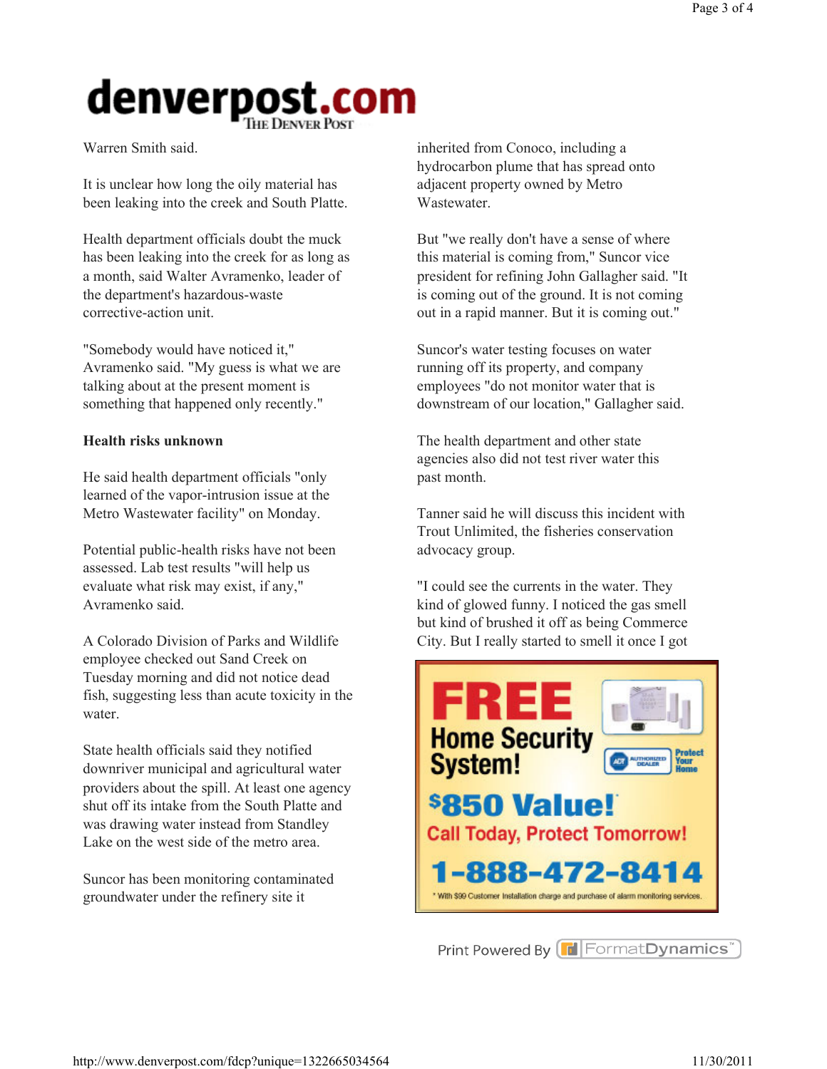Warren Smith said.

It is unclear how long the oily material has been leaking into the creek and South Platte.

Health department officials doubt the muck has been leaking into the creek for as long as a month, said Walter Avramenko, leader of the department's hazardous-waste corrective-action unit.

"Somebody would have noticed it," Avramenko said. "My guess is what we are talking about at the present moment is something that happened only recently."

**Health risks unknown**

He said health department officials "only learned of the vapor-intrusion issue at the Metro Wastewater facility" on Monday.

Potential public-health risks have not been assessed. Lab test results "will help us evaluate what risk may exist, if any," Avramenko said.

A Colorado Division of Parks and Wildlife employee checked out Sand Creek on Tuesday morning and did not notice dead fish, suggesting less than acute toxicity in the water.

State health officials said they notified downriver municipal and agricultural water providers about the spill. At least one agency shut off its intake from the South Platte and was drawing water instead from Standley Lake on the west side of the metro area.

Suncor has been monitoring contaminated groundwater under the refinery site it inherited from Conoco, including a hydrocarbon plume that has spread onto adjacent property owned by Metro Wastewater.

But "we really don't have a sense of where this material is coming from," Suncor vice president for refining John Gallagher said. "It is coming out of the ground. It is not coming out in a rapid manner. But it is coming out."

Suncor's water testing focuses on water running off its property, and company employees "do not monitor water that is downstream of our location," Gallagher said.

The health department and other state agencies also did not test river water this past month.

Tanner said he will discuss this incident with Trout Unlimited, the fisheries conservation advocacy group.

"I could see the currents in the water. They kind of glowed funny. I noticed the gas smell but kind of brushed it off as being Commerce City. But I really started to smell it once I got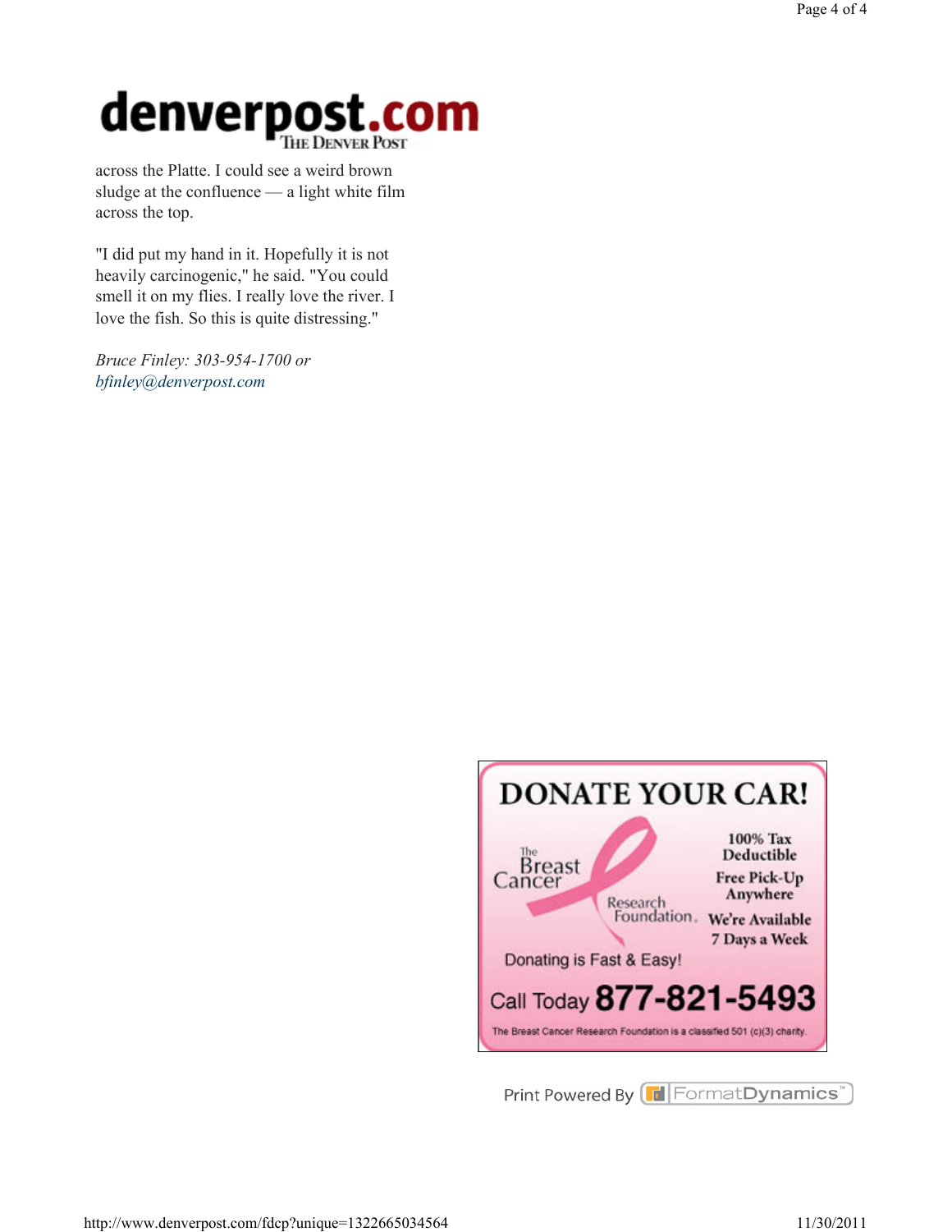across the Platte. I could see a weird brown sludge at the confluence — a light white film across the top.

"I did put my hand in it. Hopefully it is not heavily carcinogenic," he said. "You could smell it on my flies. I really love the river. I love the fish. So this is quite distressing."

*Bruce Finley: 303-954-1700 or bfinley@denverpost.com*